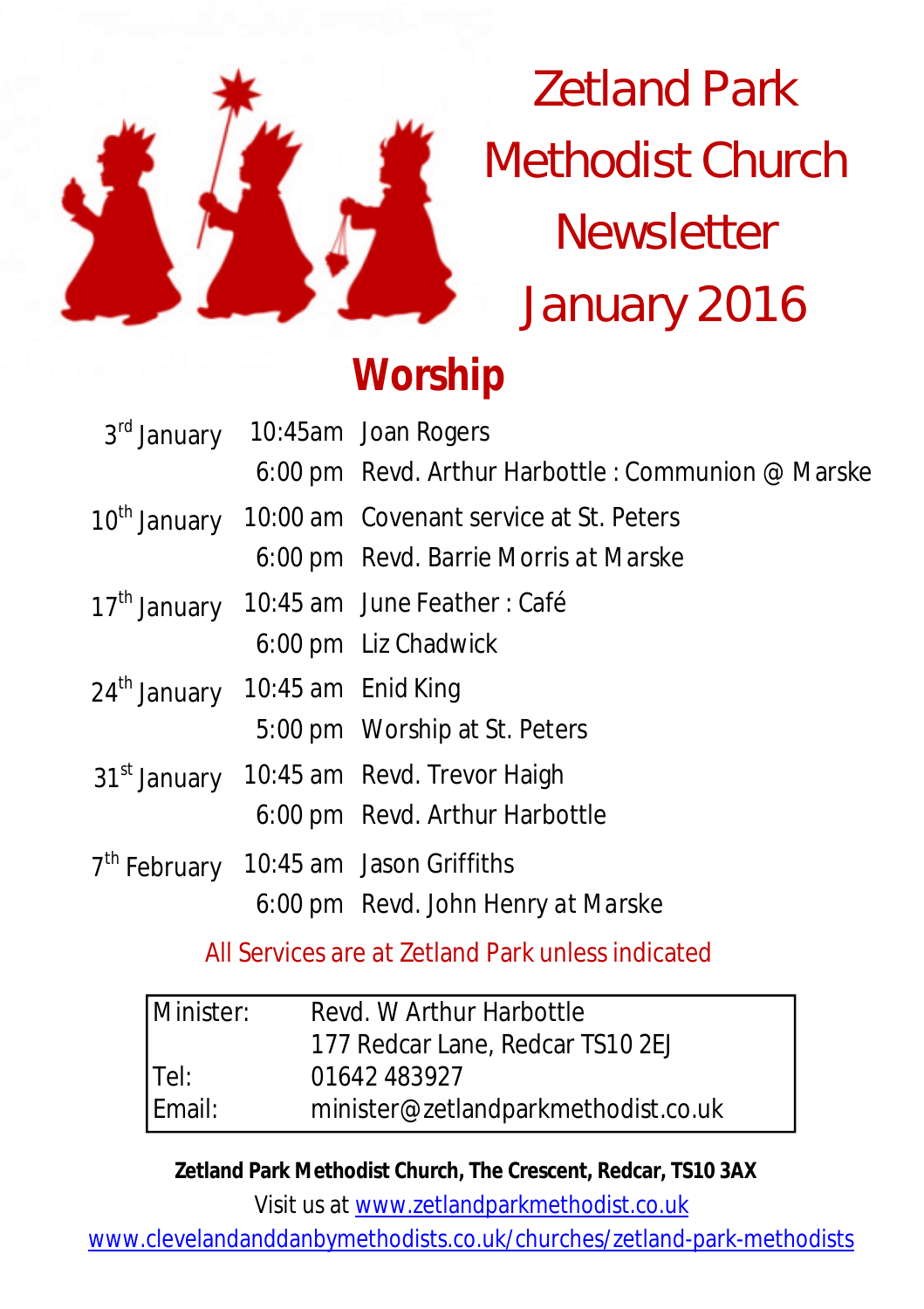# Zetland Park Methodist Church Newsletter January 2016

## Worship

| | | |
|---|---|---|
| 3rd January | 10:45am | Joan Rogers |
| | 6:00 pm | Revd. Arthur Harbottle : Communion @ Marske |
| 10th January | 10:00 am | Covenant service at St. Peters |
| | 6:00 pm | Revd. Barrie Morris at Marske |
| 17th January | 10:45 am | June Feather : Café |
| | 6:00 pm | Liz Chadwick |
| 24th January | 10:45 am | Enid King |
| | 5:00 pm | Worship at St. Peters |
| 31st January | 10:45 am | Revd. Trevor Haigh |
| | 6:00 pm | Revd. Arthur Harbottle |
| 7th February | 10:45 am | Jason Griffiths |
| | 6:00 pm | Revd. John Henry at Marske |

All Services are at Zetland Park unless indicated

| | |
|---|---|
| Minister: | Revd. W Arthur Harbottle |
| | 177 Redcar Lane, Redcar TS10 2EJ |
| Tel: | 01642 483927 |
| Email: | minister@zetlandparkmethodist.co.uk |

**Zetland Park Methodist Church, The Crescent, Redcar, TS10 3AX**

Visit us at www.zetlandparkmethodist.co.uk

www.clevelandanddanbymethodists.co.uk/churches/zetland-park-methodists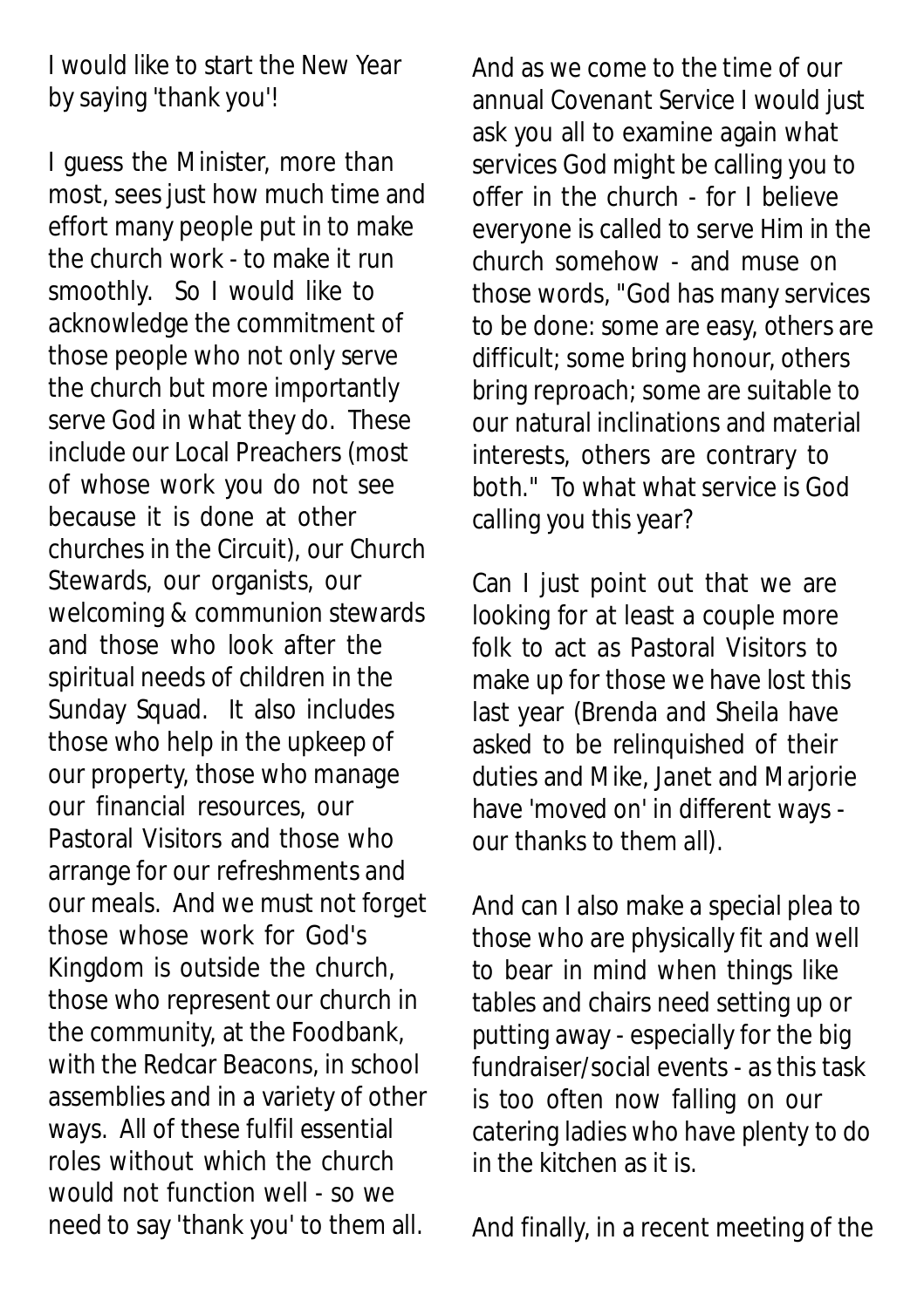I would like to start the New Year by saying 'thank you'!

I guess the Minister, more than most, sees just how much time and effort many people put in to make the church work - to make it run smoothly. So I would like to acknowledge the commitment of those people who not only serve the church but more importantly serve God in what they do. These include our Local Preachers (most of whose work you do not see because it is done at other churches in the Circuit), our Church Stewards, our organists, our welcoming & communion stewards and those who look after the spiritual needs of children in the Sunday Squad. It also includes those who help in the upkeep of our property, those who manage our financial resources, our Pastoral Visitors and those who arrange for our refreshments and our meals. And we must not forget those whose work for God's Kingdom is outside the church, those who represent our church in the community, at the Foodbank, with the Redcar Beacons, in school assemblies and in a variety of other ways. All of these fulfil essential roles without which the church would not function well - so we need to say 'thank you' to them all.

And as we come to the time of our annual Covenant Service I would just ask you all to examine again what services God might be calling you to offer in the church - for I believe everyone is called to serve Him in the church somehow - and muse on those words, "God has many services to be done: some are easy, others are difficult; some bring honour, others bring reproach; some are suitable to our natural inclinations and material interests, others are contrary to both." To what what service is God calling you this year?

Can I just point out that we are looking for at least a couple more folk to act as Pastoral Visitors to make up for those we have lost this last year (Brenda and Sheila have asked to be relinquished of their duties and Mike, Janet and Marjorie have 'moved on' in different ways - our thanks to them all).

And can I also make a special plea to those who are physically fit and well to bear in mind when things like tables and chairs need setting up or putting away - especially for the big fundraiser/social events - as this task is too often now falling on our catering ladies who have plenty to do in the kitchen as it is.

And finally, in a recent meeting of the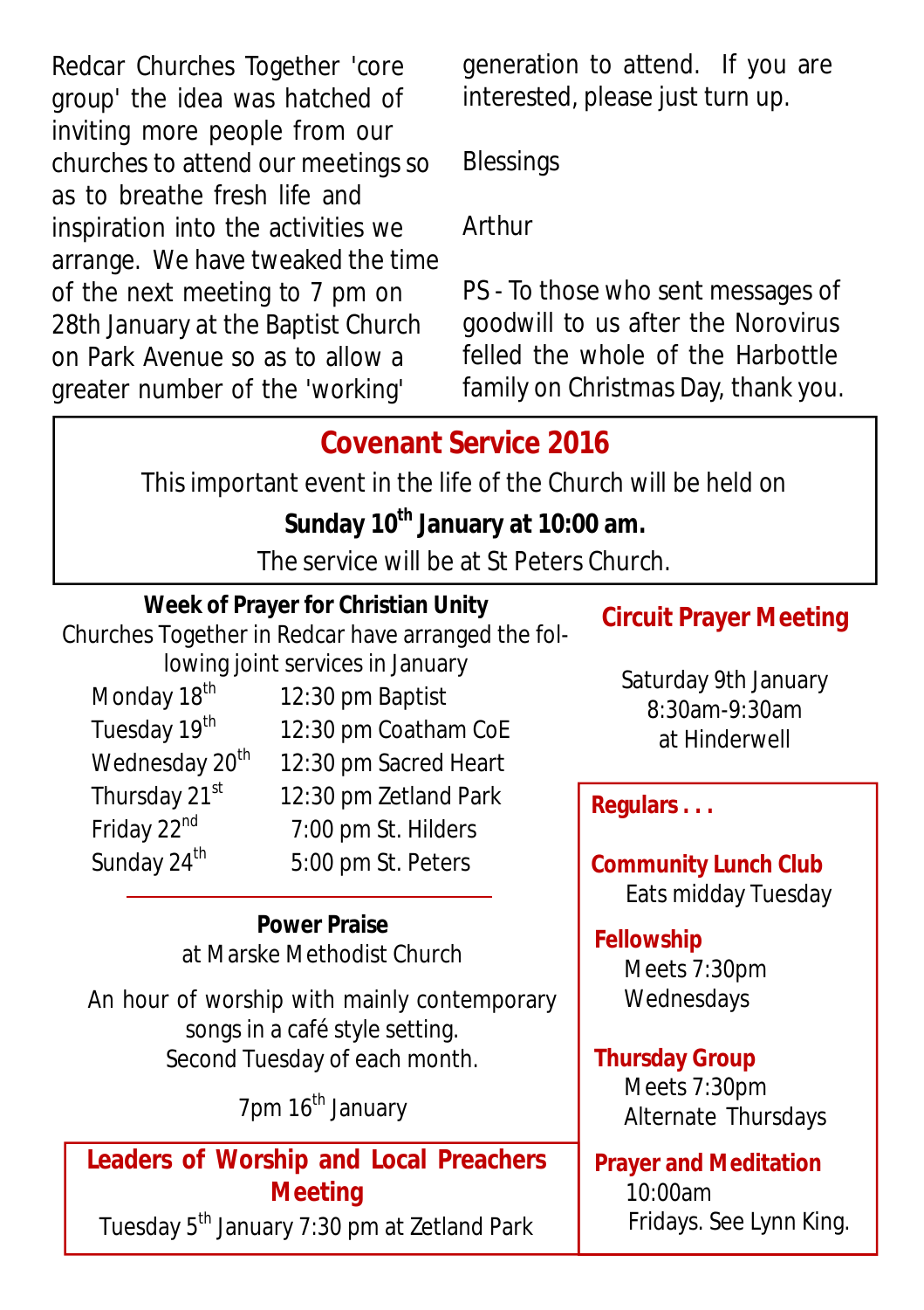Redcar Churches Together 'core group' the idea was hatched of inviting more people from our churches to attend our meetings so as to breathe fresh life and inspiration into the activities we arrange. We have tweaked the time of the next meeting to 7 pm on 28th January at the Baptist Church on Park Avenue so as to allow a greater number of the 'working' generation to attend. If you are interested, please just turn up.

Blessings

Arthur

PS - To those who sent messages of goodwill to us after the Norovirus felled the whole of the Harbottle family on Christmas Day, thank you.

## Covenant Service 2016

This important event in the life of the Church will be held on

**Sunday 10th January at 10:00 am.**

The service will be at St Peters Church.

### Week of Prayer for Christian Unity

Churches Together in Redcar have arranged the following joint services in January

| | |
|---|---|
| Monday 18th | 12:30 pm Baptist |
| Tuesday 19th | 12:30 pm Coatham CoE |
| Wednesday 20th | 12:30 pm Sacred Heart |
| Thursday 21st | 12:30 pm Zetland Park |
| Friday 22nd | 7:00 pm St. Hilders |
| Sunday 24th | 5:00 pm St. Peters |

### Power Praise

at Marske Methodist Church

An hour of worship with mainly contemporary songs in a café style setting.
Second Tuesday of each month.

7pm 16th January

### Leaders of Worship and Local Preachers Meeting

Tuesday 5th January 7:30 pm at Zetland Park

### Circuit Prayer Meeting

Saturday 9th January
8:30am-9:30am
at Hinderwell

**Regulars . . .**

**Community Lunch Club**
Eats midday Tuesday

**Fellowship**
Meets 7:30pm
Wednesdays

**Thursday Group**
Meets 7:30pm
Alternate Thursdays

**Prayer and Meditation**
10:00am
Fridays. See Lynn King.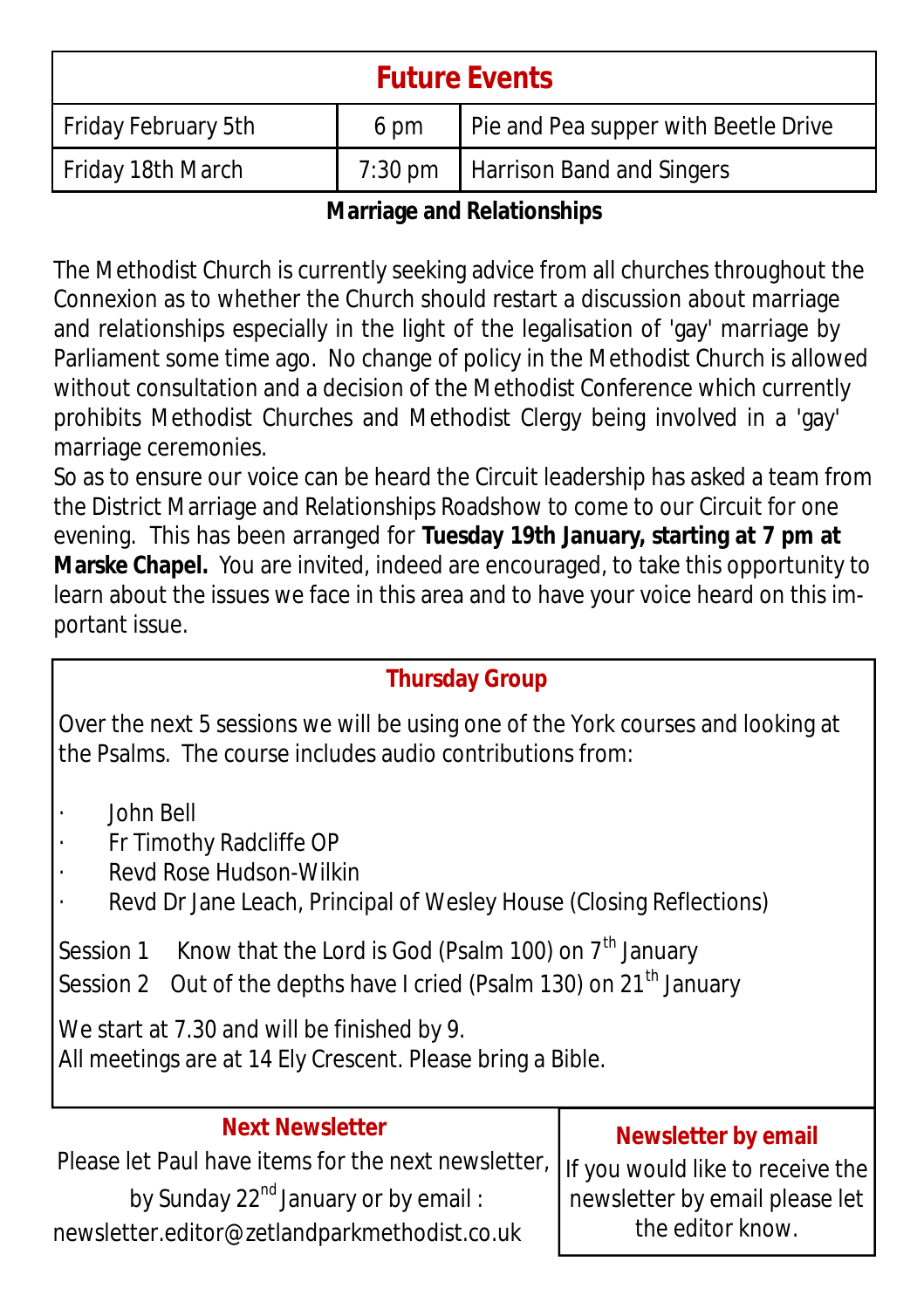## Future Events

| | | |
|---|---|---|
| Friday February 5th | 6 pm | Pie and Pea supper with Beetle Drive |
| Friday 18th March | 7:30 pm | Harrison Band and Singers |

### Marriage and Relationships

The Methodist Church is currently seeking advice from all churches throughout the Connexion as to whether the Church should restart a discussion about marriage and relationships especially in the light of the legalisation of 'gay' marriage by Parliament some time ago. No change of policy in the Methodist Church is allowed without consultation and a decision of the Methodist Conference which currently prohibits Methodist Churches and Methodist Clergy being involved in a 'gay' marriage ceremonies.

So as to ensure our voice can be heard the Circuit leadership has asked a team from the District Marriage and Relationships Roadshow to come to our Circuit for one evening. This has been arranged for **Tuesday 19th January, starting at 7 pm at Marske Chapel.** You are invited, indeed are encouraged, to take this opportunity to learn about the issues we face in this area and to have your voice heard on this important issue.

### Thursday Group

Over the next 5 sessions we will be using one of the York courses and looking at the Psalms. The course includes audio contributions from:

- John Bell
- Fr Timothy Radcliffe OP
- Revd Rose Hudson-Wilkin
- Revd Dr Jane Leach, Principal of Wesley House (Closing Reflections)

Session 1 Know that the Lord is God (Psalm 100) on 7th January
Session 2 Out of the depths have I cried (Psalm 130) on 21st January

We start at 7.30 and will be finished by 9.
All meetings are at 14 Ely Crescent. Please bring a Bible.

### Next Newsletter

Please let Paul have items for the next newsletter, by Sunday 22nd January or by email : newsletter.editor@zetlandparkmethodist.co.uk

### Newsletter by email

If you would like to receive the newsletter by email please let the editor know.